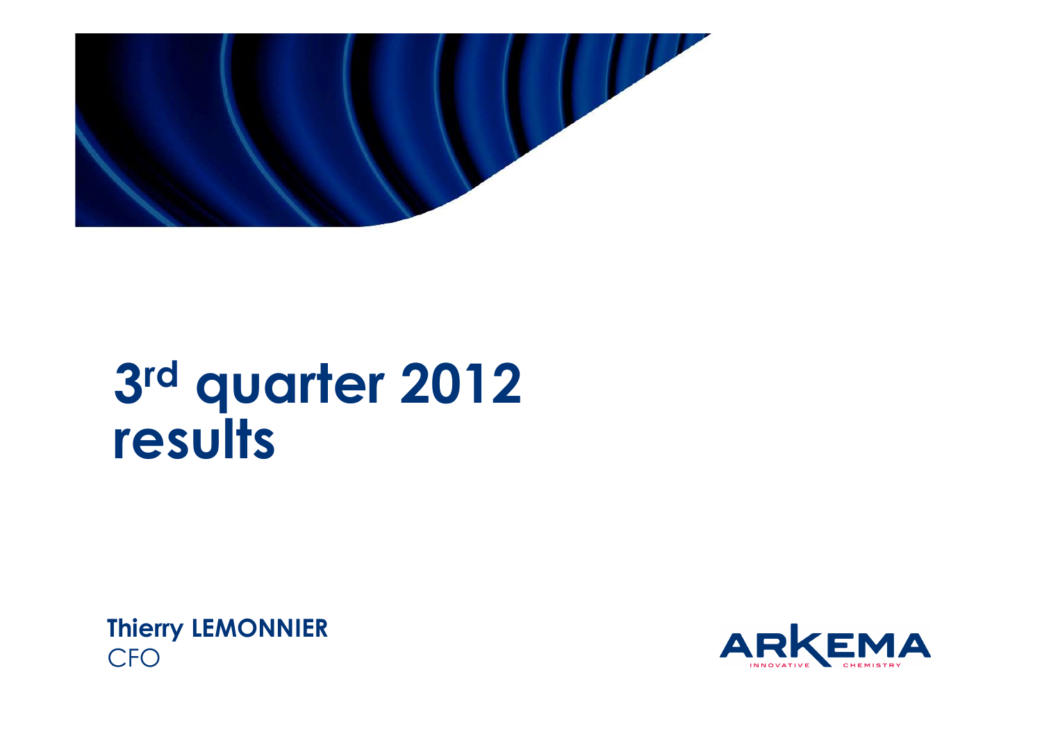# 3rd quarter 2012 results

**Thierry LEMONNIER**
CFO

ARKEMA
INNOVATIVE CHEMISTRY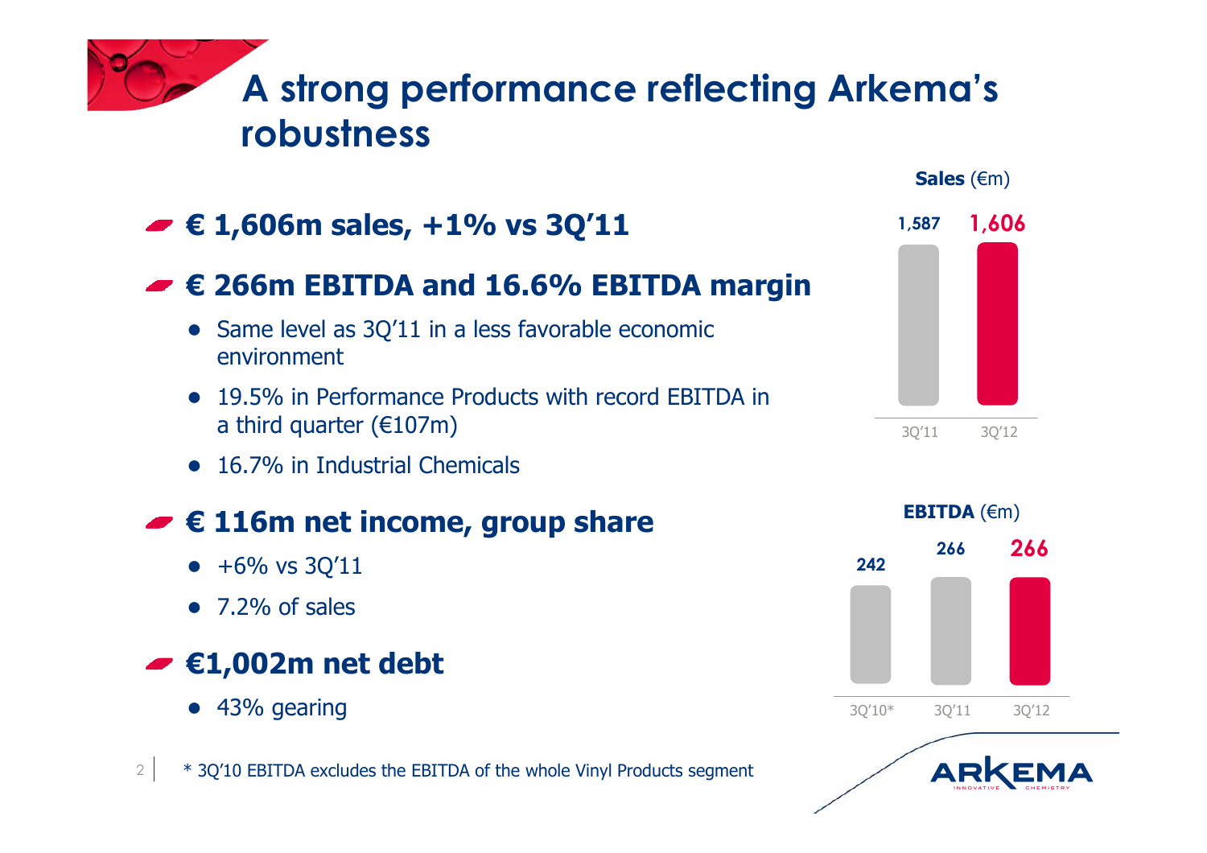# A strong performance reflecting Arkema's robustness

- **€ 1,606m sales, +1% vs 3Q'11**
- **€ 266m EBITDA and 16.6% EBITDA margin**
  - Same level as 3Q'11 in a less favorable economic environment
  - 19.5% in Performance Products with record EBITDA in a third quarter (€107m)
  - 16.7% in Industrial Chemicals
- **€ 116m net income, group share**
  - +6% vs 3Q'11
  - 7.2% of sales
- **€1,002m net debt**
  - 43% gearing

**Sales** (€m)

1,587
1,606
3Q'11
3Q'12

**EBITDA** (€m)

242
266
266
3Q'10*
3Q'11
3Q'12

\* 3Q'10 EBITDA excludes the EBITDA of the whole Vinyl Products segment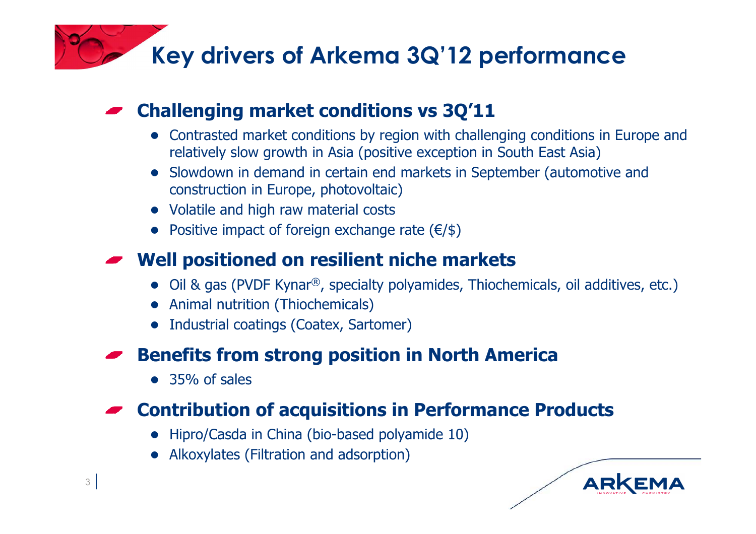# Key drivers of Arkema 3Q'12 performance

## Challenging market conditions vs 3Q'11

- Contrasted market conditions by region with challenging conditions in Europe and relatively slow growth in Asia (positive exception in South East Asia)
- Slowdown in demand in certain end markets in September (automotive and construction in Europe, photovoltaic)
- Volatile and high raw material costs
- Positive impact of foreign exchange rate (€/$)

## Well positioned on resilient niche markets

- Oil & gas (PVDF Kynar®, specialty polyamides, Thiochemicals, oil additives, etc.)
- Animal nutrition (Thiochemicals)
- Industrial coatings (Coatex, Sartomer)

## Benefits from strong position in North America

- 35% of sales

## Contribution of acquisitions in Performance Products

- Hipro/Casda in China (bio-based polyamide 10)
- Alkoxylates (Filtration and adsorption)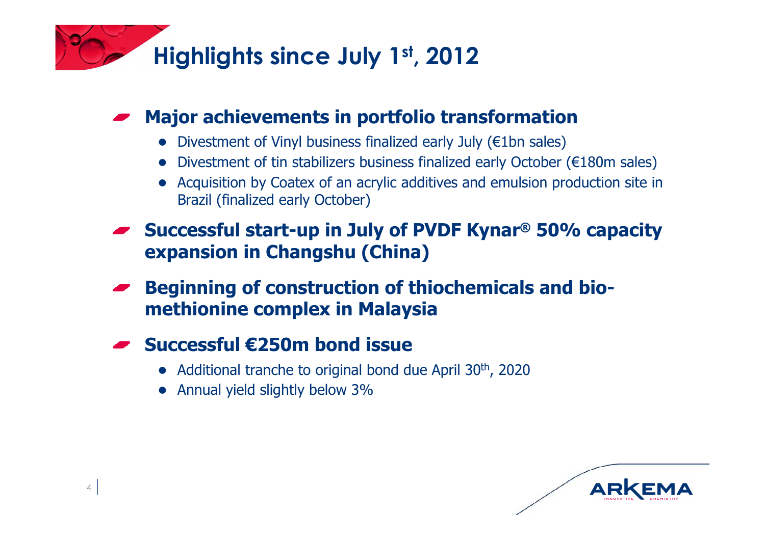# Highlights since July 1st, 2012

- **Major achievements in portfolio transformation**
  - Divestment of Vinyl business finalized early July (€1bn sales)
  - Divestment of tin stabilizers business finalized early October (€180m sales)
  - Acquisition by Coatex of an acrylic additives and emulsion production site in Brazil (finalized early October)
- **Successful start-up in July of PVDF Kynar® 50% capacity expansion in Changshu (China)**
- **Beginning of construction of thiochemicals and bio-methionine complex in Malaysia**
- **Successful €250m bond issue**
  - Additional tranche to original bond due April 30th, 2020
  - Annual yield slightly below 3%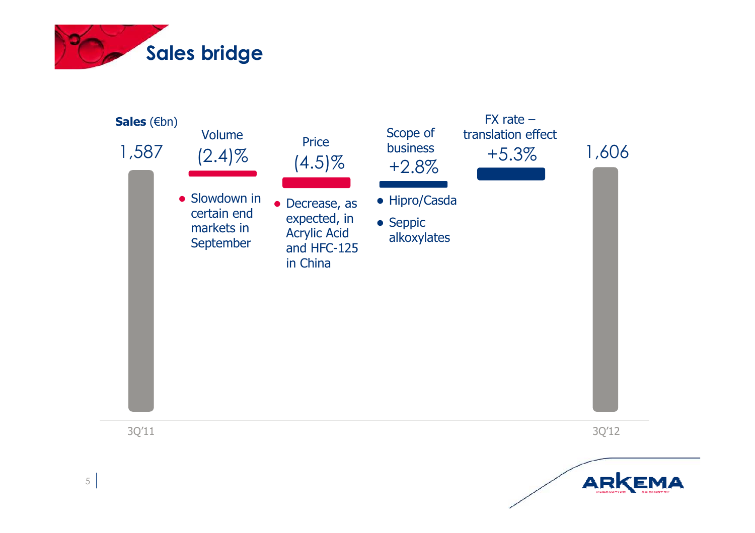# Sales bridge

**Sales** (€bn)

1,587

Volume

(2.4)%

- Slowdown in certain end markets in September

Price

(4.5)%

- Decrease, as expected, in Acrylic Acid and HFC-125 in China

Scope of business

+2.8%

- Hipro/Casda
- Seppic alkoxylates

FX rate – translation effect

+5.3%

1,606

3Q'11

3Q'12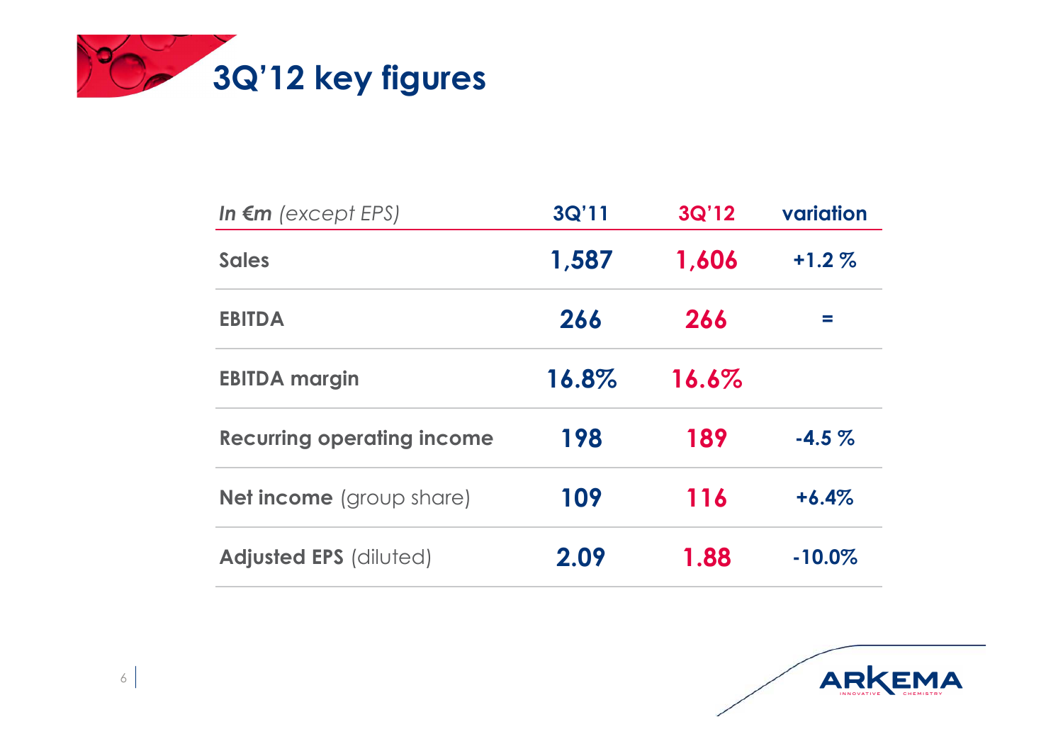# 3Q'12 key figures

| *In €m (except EPS)* | 3Q'11 | 3Q'12 | variation |
|---|---|---|---|
| **Sales** | **1,587** | **1,606** | **+1.2 %** |
| **EBITDA** | **266** | **266** | **=** |
| **EBITDA margin** | **16.8%** | **16.6%** | |
| **Recurring operating income** | **198** | **189** | **-4.5 %** |
| **Net income** (group share) | **109** | **116** | **+6.4%** |
| **Adjusted EPS** (diluted) | **2.09** | **1.88** | **-10.0%** |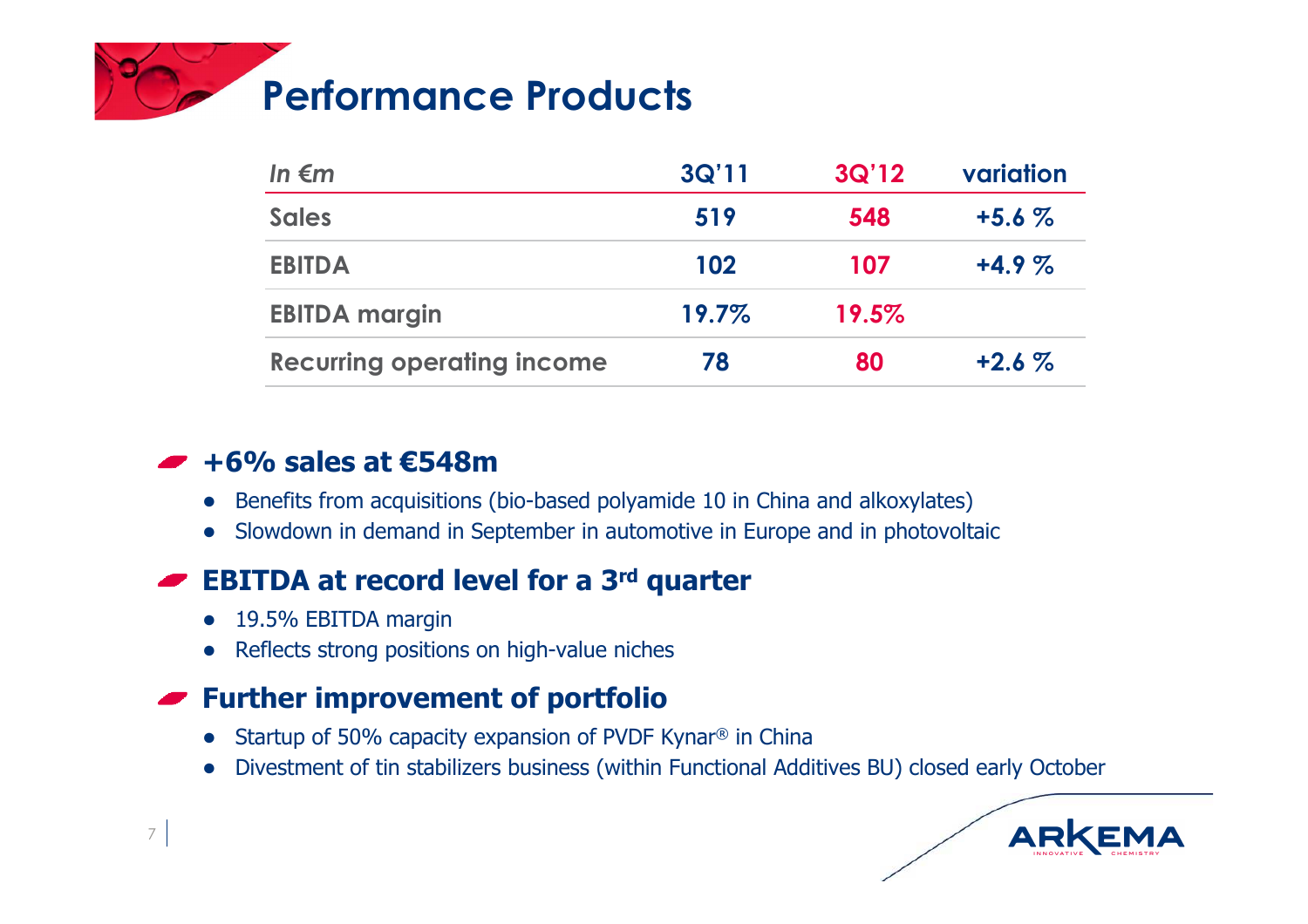# Performance Products

| *In €m* | 3Q'11 | 3Q'12 | variation |
| --- | --- | --- | --- |
| Sales | 519 | 548 | +5.6 % |
| EBITDA | 102 | 107 | +4.9 % |
| EBITDA margin | 19.7% | 19.5% | |
| Recurring operating income | 78 | 80 | +2.6 % |

## +6% sales at €548m

- Benefits from acquisitions (bio-based polyamide 10 in China and alkoxylates)
- Slowdown in demand in September in automotive in Europe and in photovoltaic

## EBITDA at record level for a 3rd quarter

- 19.5% EBITDA margin
- Reflects strong positions on high-value niches

## Further improvement of portfolio

- Startup of 50% capacity expansion of PVDF Kynar® in China
- Divestment of tin stabilizers business (within Functional Additives BU) closed early October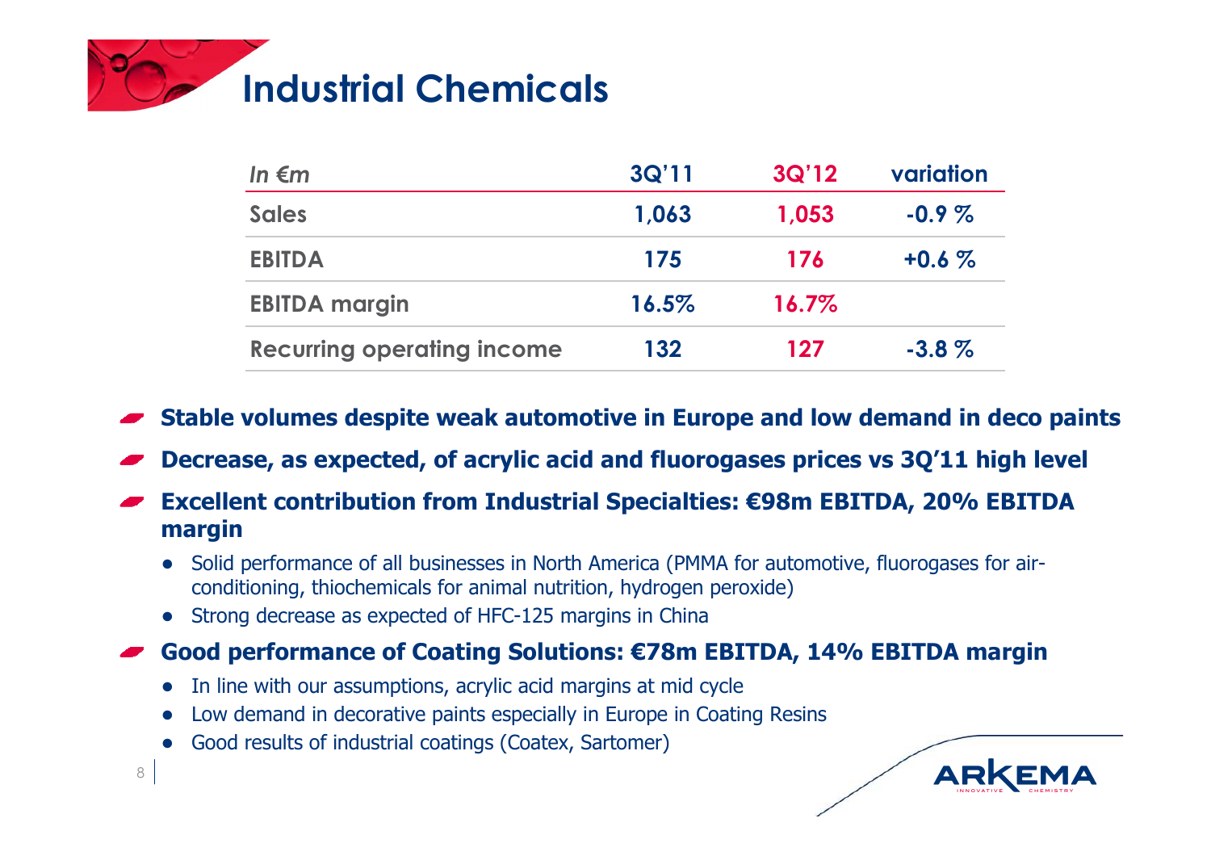# Industrial Chemicals

| *In €m* | 3Q'11 | 3Q'12 | variation |
|---|---|---|---|
| Sales | 1,063 | 1,053 | -0.9 % |
| EBITDA | 175 | 176 | +0.6 % |
| EBITDA margin | 16.5% | 16.7% | |
| Recurring operating income | 132 | 127 | -3.8 % |

- **Stable volumes despite weak automotive in Europe and low demand in deco paints**
- **Decrease, as expected, of acrylic acid and fluorogases prices vs 3Q'11 high level**
- **Excellent contribution from Industrial Specialties: €98m EBITDA, 20% EBITDA margin**
  - Solid performance of all businesses in North America (PMMA for automotive, fluorogases for air-conditioning, thiochemicals for animal nutrition, hydrogen peroxide)
  - Strong decrease as expected of HFC-125 margins in China
- **Good performance of Coating Solutions: €78m EBITDA, 14% EBITDA margin**
  - In line with our assumptions, acrylic acid margins at mid cycle
  - Low demand in decorative paints especially in Europe in Coating Resins
  - Good results of industrial coatings (Coatex, Sartomer)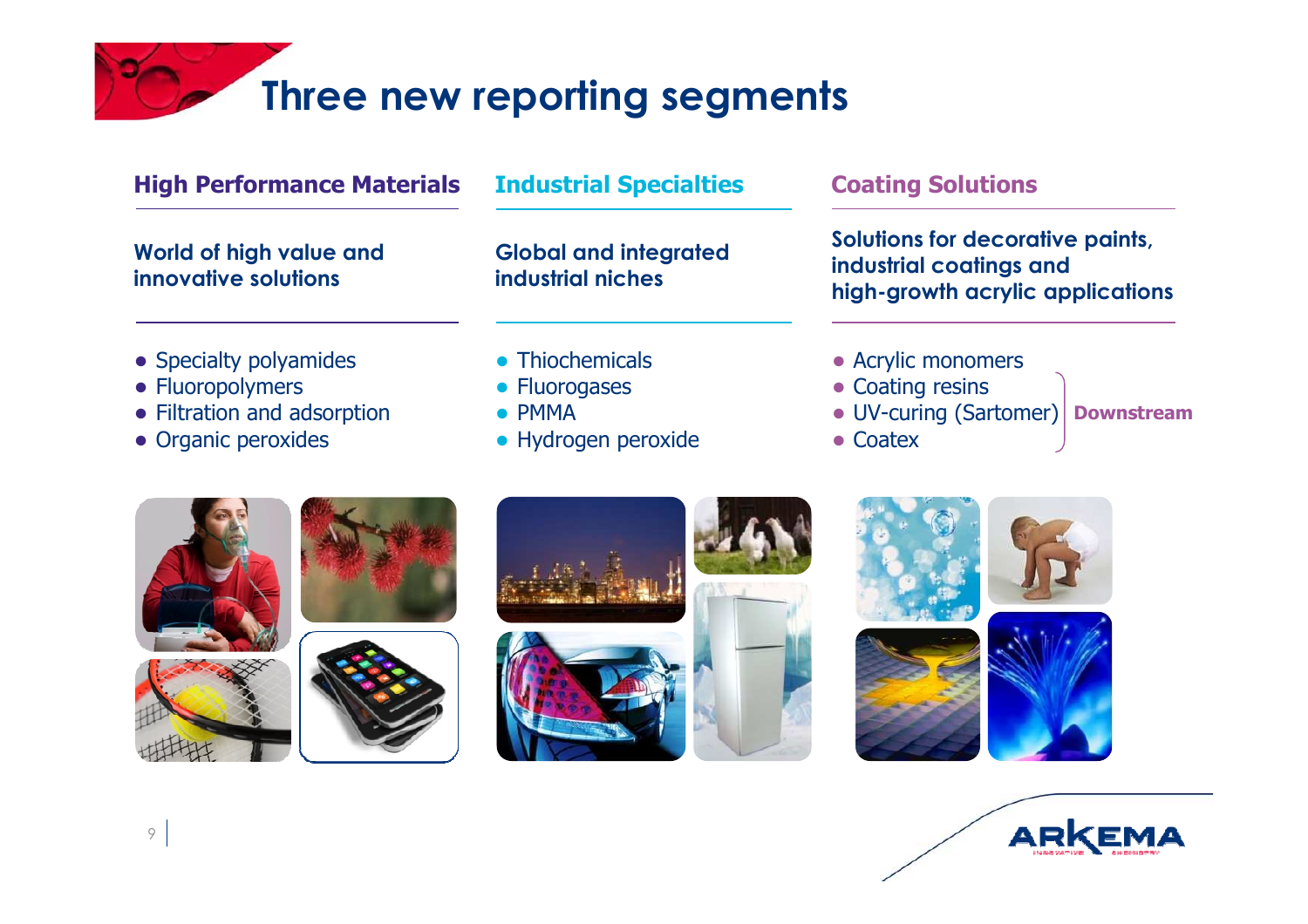# Three new reporting segments

## High Performance Materials

**World of high value and innovative solutions**

- Specialty polyamides
- Fluoropolymers
- Filtration and adsorption
- Organic peroxides

## Industrial Specialties

**Global and integrated industrial niches**

- Thiochemicals
- Fluorogases
- PMMA
- Hydrogen peroxide

## Coating Solutions

**Solutions for decorative paints, industrial coatings and high-growth acrylic applications**

- Acrylic monomers
- Coating resins
- UV-curing (Sartomer)
- Coatex

**Downstream** (Coating resins, UV-curing (Sartomer), Coatex)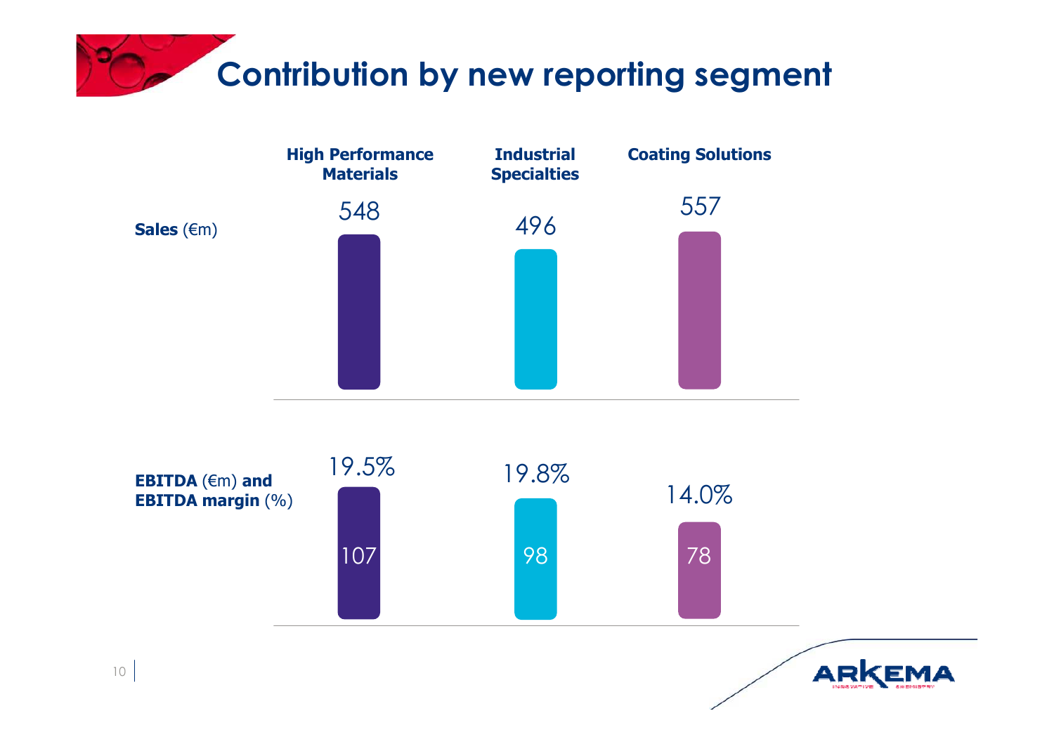# Contribution by new reporting segment

High Performance Materials
Industrial Specialties
Coating Solutions

**Sales** (€m)

548
496
557

**EBITDA** (€m) **and EBITDA margin** (%)

19.5%
19.8%
14.0%

107
98
78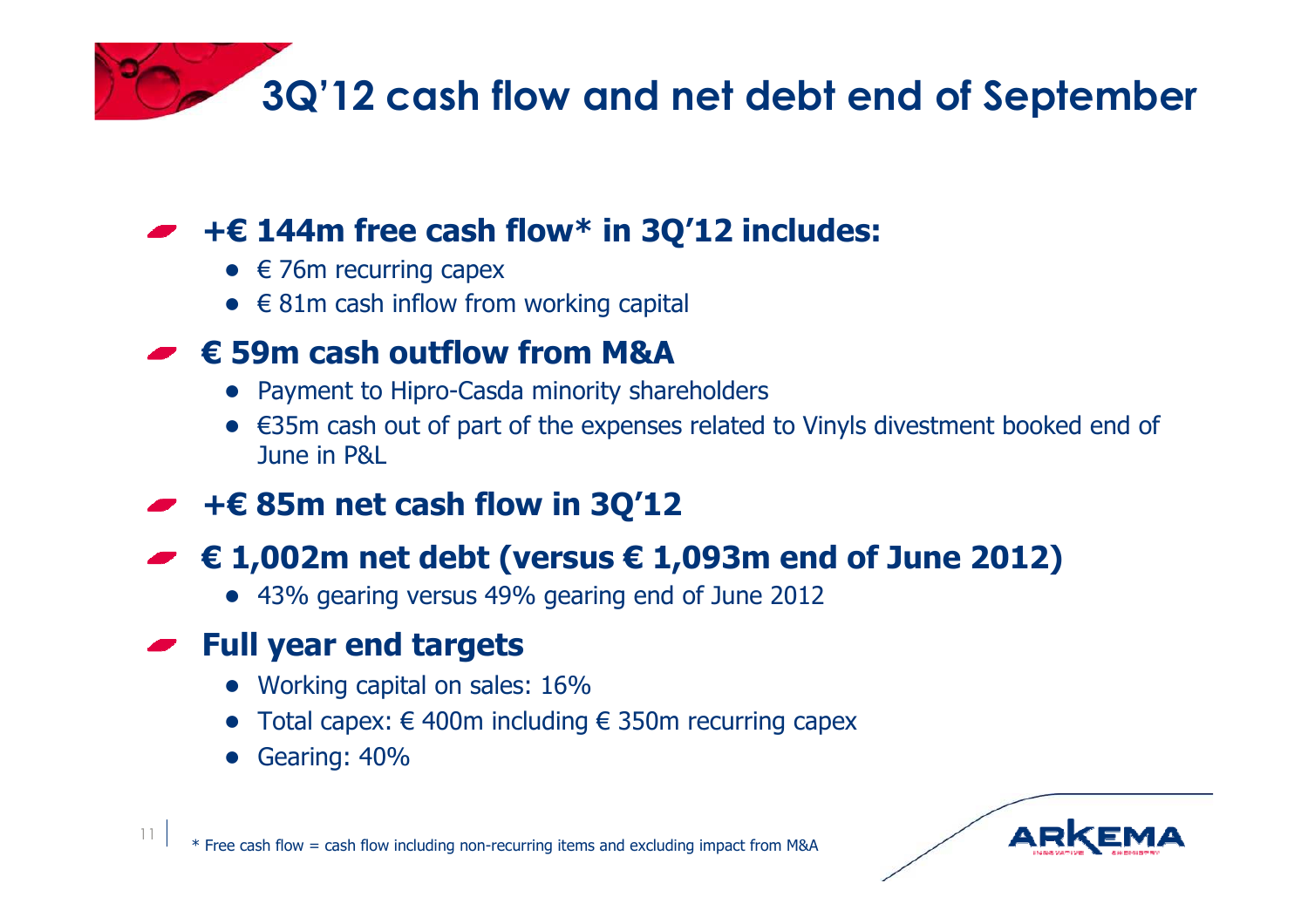# 3Q'12 cash flow and net debt end of September

- **+€ 144m free cash flow* in 3Q'12 includes:**
  - € 76m recurring capex
  - € 81m cash inflow from working capital
- **€ 59m cash outflow from M&A**
  - Payment to Hipro-Casda minority shareholders
  - €35m cash out of part of the expenses related to Vinyls divestment booked end of June in P&L
- **+€ 85m net cash flow in 3Q'12**
- **€ 1,002m net debt (versus € 1,093m end of June 2012)**
  - 43% gearing versus 49% gearing end of June 2012
- **Full year end targets**
  - Working capital on sales: 16%
  - Total capex: € 400m including € 350m recurring capex
  - Gearing: 40%

* Free cash flow = cash flow including non-recurring items and excluding impact from M&A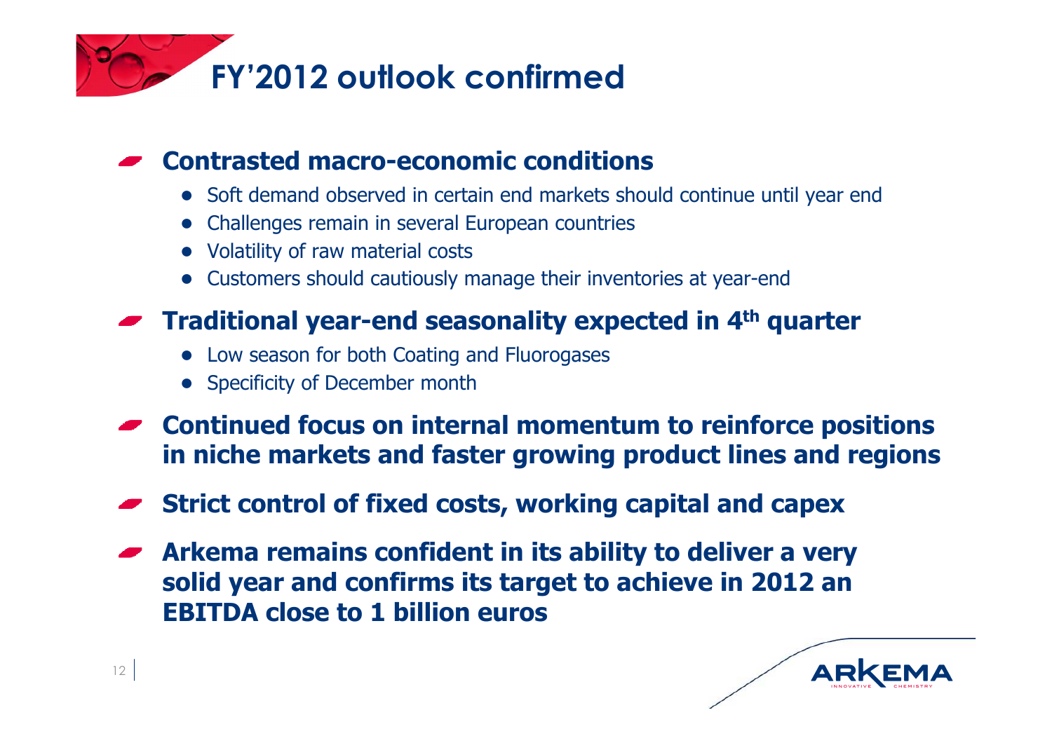# FY'2012 outlook confirmed

- **Contrasted macro-economic conditions**
  - Soft demand observed in certain end markets should continue until year end
  - Challenges remain in several European countries
  - Volatility of raw material costs
  - Customers should cautiously manage their inventories at year-end
- **Traditional year-end seasonality expected in 4th quarter**
  - Low season for both Coating and Fluorogases
  - Specificity of December month
- **Continued focus on internal momentum to reinforce positions in niche markets and faster growing product lines and regions**
- **Strict control of fixed costs, working capital and capex**
- **Arkema remains confident in its ability to deliver a very solid year and confirms its target to achieve in 2012 an EBITDA close to 1 billion euros**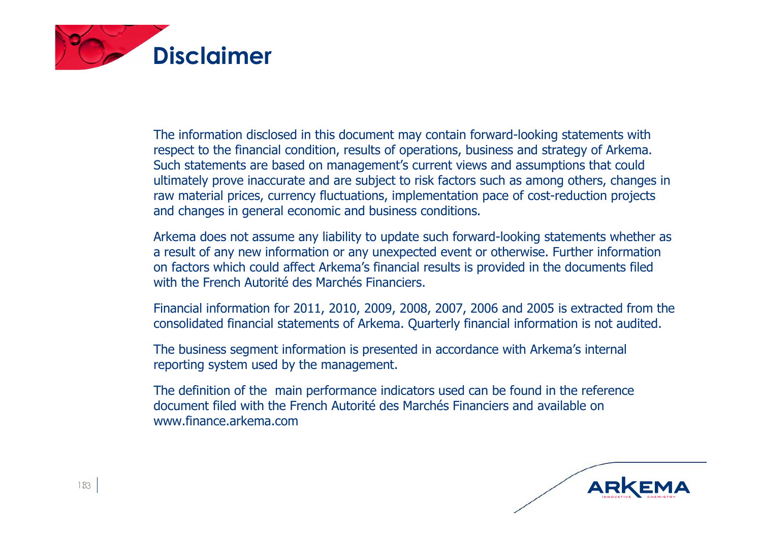# Disclaimer

The information disclosed in this document may contain forward-looking statements with respect to the financial condition, results of operations, business and strategy of Arkema. Such statements are based on management's current views and assumptions that could ultimately prove inaccurate and are subject to risk factors such as among others, changes in raw material prices, currency fluctuations, implementation pace of cost-reduction projects and changes in general economic and business conditions.

Arkema does not assume any liability to update such forward-looking statements whether as a result of any new information or any unexpected event or otherwise. Further information on factors which could affect Arkema's financial results is provided in the documents filed with the French Autorité des Marchés Financiers.

Financial information for 2011, 2010, 2009, 2008, 2007, 2006 and 2005 is extracted from the consolidated financial statements of Arkema. Quarterly financial information is not audited.

The business segment information is presented in accordance with Arkema's internal reporting system used by the management.

The definition of the main performance indicators used can be found in the reference document filed with the French Autorité des Marchés Financiers and available on www.finance.arkema.com